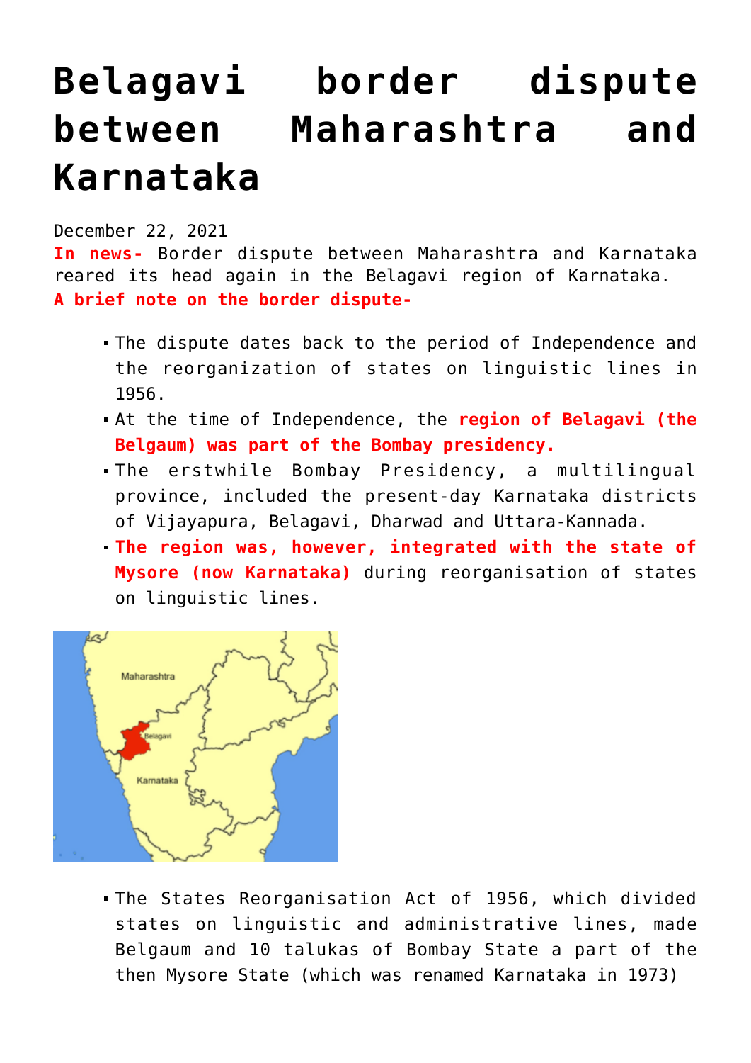# Belagavi border dispute between Maharashtra and Karnataka

December 22, 2021

**In news-** Border dispute between Maharashtra and Karnataka reared its head again in the Belagavi region of Karnataka.

**A brief note on the border dispute-**

- The dispute dates back to the period of Independence and the reorganization of states on linguistic lines in 1956.
- At the time of Independence, the **region of Belagavi (the Belgaum) was part of the Bombay presidency.**
- The erstwhile Bombay Presidency, a multilingual province, included the present-day Karnataka districts of Vijayapura, Belagavi, Dharwad and Uttara-Kannada.
- **The region was, however, integrated with the state of Mysore (now Karnataka)** during reorganisation of states on linguistic lines.

- The States Reorganisation Act of 1956, which divided states on linguistic and administrative lines, made Belgaum and 10 talukas of Bombay State a part of the then Mysore State (which was renamed Karnataka in 1973)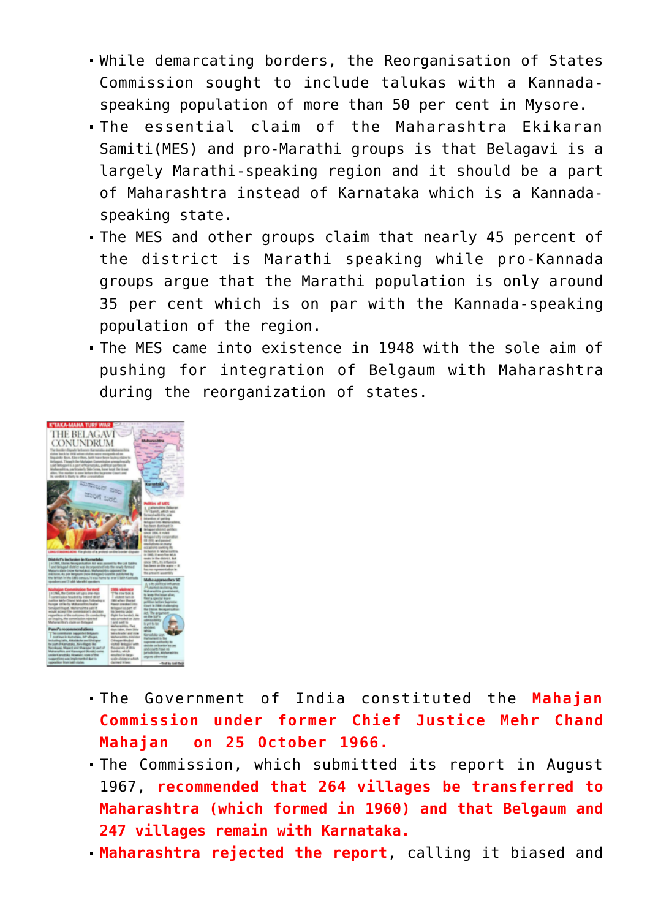- While demarcating borders, the Reorganisation of States Commission sought to include talukas with a Kannada-speaking population of more than 50 per cent in Mysore.
- The essential claim of the Maharashtra Ekikaran Samiti(MES) and pro-Marathi groups is that Belagavi is a largely Marathi-speaking region and it should be a part of Maharashtra instead of Karnataka which is a Kannada-speaking state.
- The MES and other groups claim that nearly 45 percent of the district is Marathi speaking while pro-Kannada groups argue that the Marathi population is only around 35 per cent which is on par with the Kannada-speaking population of the region.
- The MES came into existence in 1948 with the sole aim of pushing for integration of Belgaum with Maharashtra during the reorganization of states.

- The Government of India constituted the **Mahajan Commission under former Chief Justice Mehr Chand Mahajan on 25 October 1966.**
- The Commission, which submitted its report in August 1967, **recommended that 264 villages be transferred to Maharashtra (which formed in 1960) and that Belgaum and 247 villages remain with Karnataka.**
- **Maharashtra rejected the report**, calling it biased and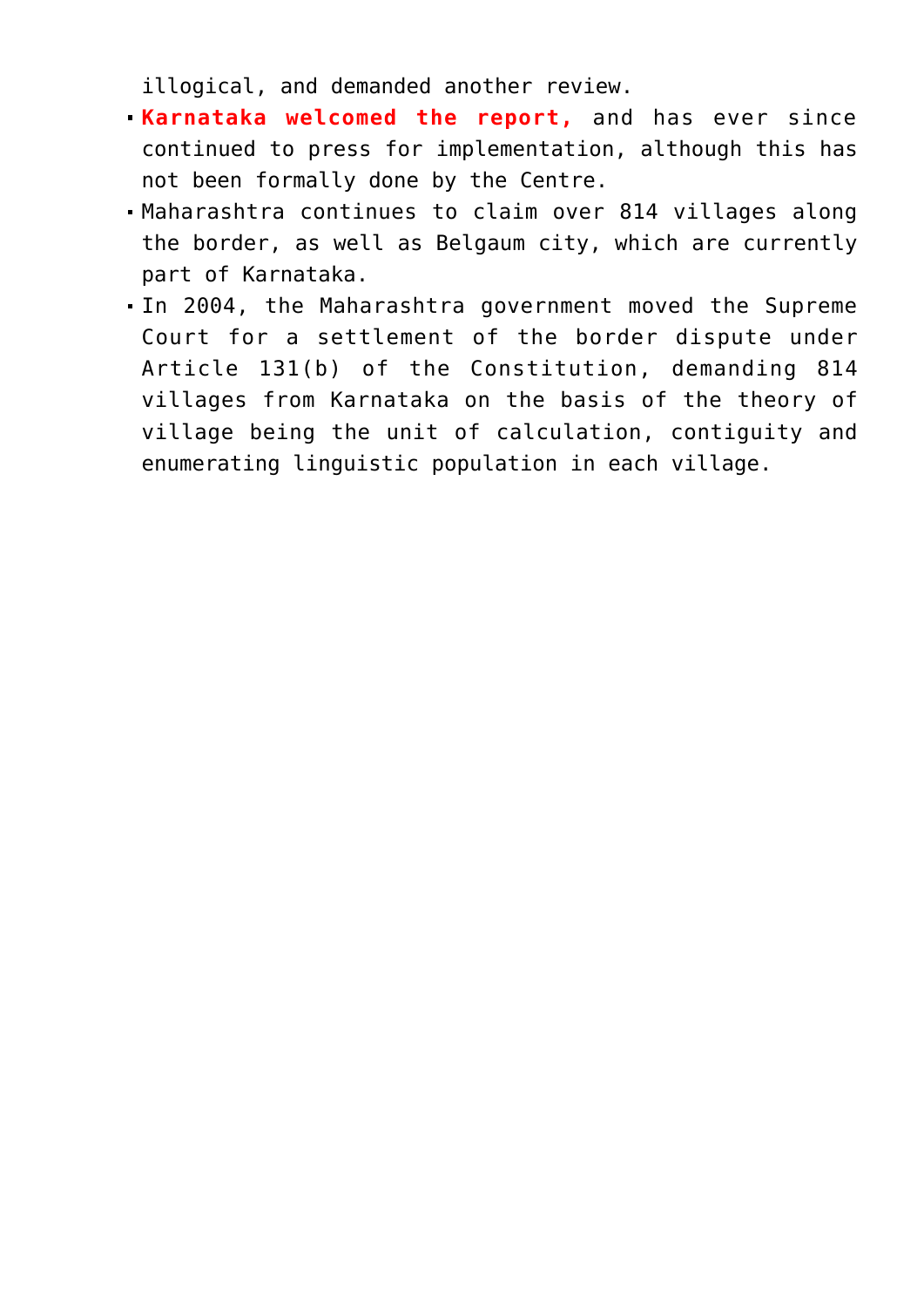illogical, and demanded another review.

- **Karnataka welcomed the report,** and has ever since continued to press for implementation, although this has not been formally done by the Centre.
- Maharashtra continues to claim over 814 villages along the border, as well as Belgaum city, which are currently part of Karnataka.
- In 2004, the Maharashtra government moved the Supreme Court for a settlement of the border dispute under Article 131(b) of the Constitution, demanding 814 villages from Karnataka on the basis of the theory of village being the unit of calculation, contiguity and enumerating linguistic population in each village.